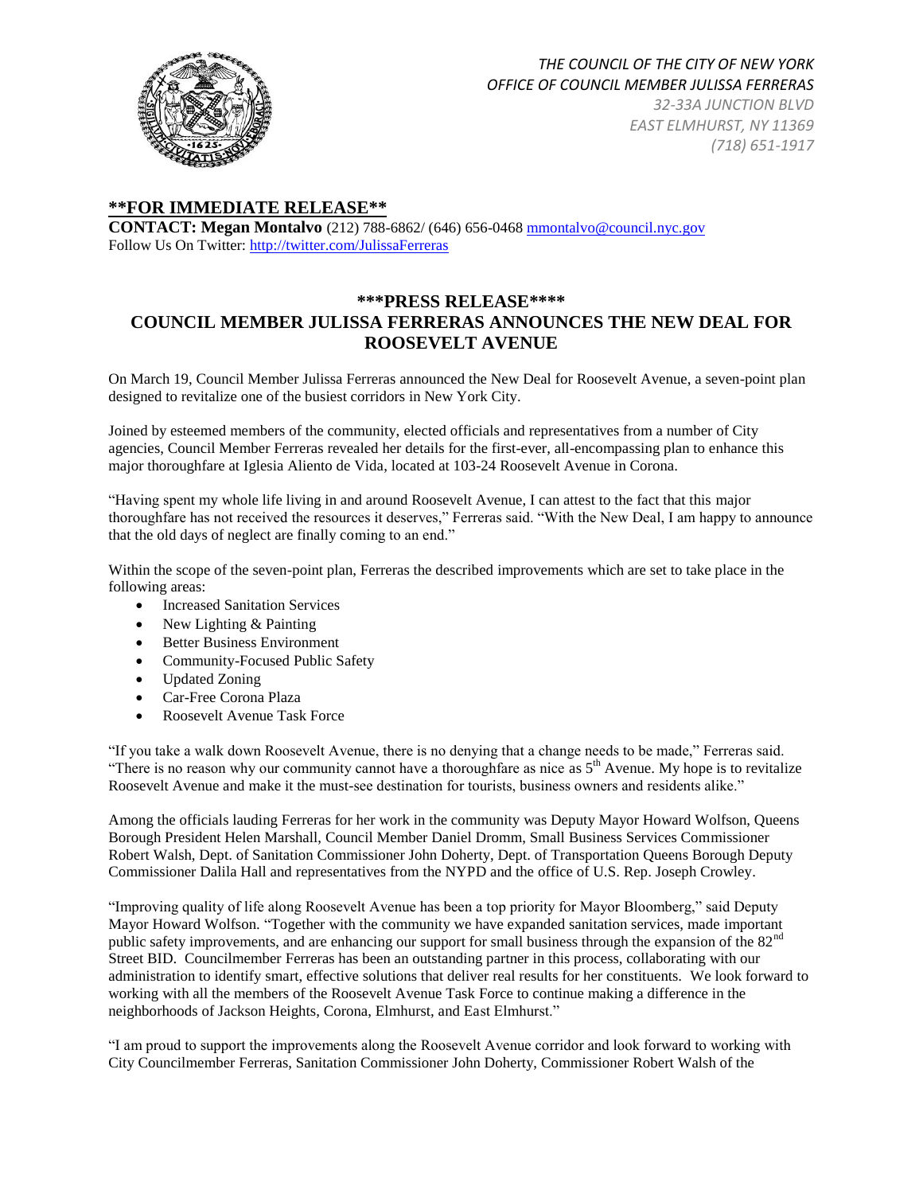*THE COUNCIL OF THE CITY OF NEW YORK*
*OFFICE OF COUNCIL MEMBER JULISSA FERRERAS*
*32-33A JUNCTION BLVD*
*EAST ELMHURST, NY 11369*
*(718) 651-1917*

**\*\*FOR IMMEDIATE RELEASE\*\***

**CONTACT: Megan Montalvo** (212) 788-6862/ (646) 656-0468 mmontalvo@council.nyc.gov
Follow Us On Twitter: http://twitter.com/JulissaFerreras

## \*\*\*PRESS RELEASE\*\*\*\*
## COUNCIL MEMBER JULISSA FERRERAS ANNOUNCES THE NEW DEAL FOR ROOSEVELT AVENUE

On March 19, Council Member Julissa Ferreras announced the New Deal for Roosevelt Avenue, a seven-point plan designed to revitalize one of the busiest corridors in New York City.

Joined by esteemed members of the community, elected officials and representatives from a number of City agencies, Council Member Ferreras revealed her details for the first-ever, all-encompassing plan to enhance this major thoroughfare at Iglesia Aliento de Vida, located at 103-24 Roosevelt Avenue in Corona.

"Having spent my whole life living in and around Roosevelt Avenue, I can attest to the fact that this major thoroughfare has not received the resources it deserves," Ferreras said. "With the New Deal, I am happy to announce that the old days of neglect are finally coming to an end."

Within the scope of the seven-point plan, Ferreras the described improvements which are set to take place in the following areas:

- Increased Sanitation Services
- New Lighting & Painting
- Better Business Environment
- Community-Focused Public Safety
- Updated Zoning
- Car-Free Corona Plaza
- Roosevelt Avenue Task Force

"If you take a walk down Roosevelt Avenue, there is no denying that a change needs to be made," Ferreras said. "There is no reason why our community cannot have a thoroughfare as nice as 5th Avenue. My hope is to revitalize Roosevelt Avenue and make it the must-see destination for tourists, business owners and residents alike."

Among the officials lauding Ferreras for her work in the community was Deputy Mayor Howard Wolfson, Queens Borough President Helen Marshall, Council Member Daniel Dromm, Small Business Services Commissioner Robert Walsh, Dept. of Sanitation Commissioner John Doherty, Dept. of Transportation Queens Borough Deputy Commissioner Dalila Hall and representatives from the NYPD and the office of U.S. Rep. Joseph Crowley.

"Improving quality of life along Roosevelt Avenue has been a top priority for Mayor Bloomberg," said Deputy Mayor Howard Wolfson. "Together with the community we have expanded sanitation services, made important public safety improvements, and are enhancing our support for small business through the expansion of the 82nd Street BID. Councilmember Ferreras has been an outstanding partner in this process, collaborating with our administration to identify smart, effective solutions that deliver real results for her constituents. We look forward to working with all the members of the Roosevelt Avenue Task Force to continue making a difference in the neighborhoods of Jackson Heights, Corona, Elmhurst, and East Elmhurst."

"I am proud to support the improvements along the Roosevelt Avenue corridor and look forward to working with City Councilmember Ferreras, Sanitation Commissioner John Doherty, Commissioner Robert Walsh of the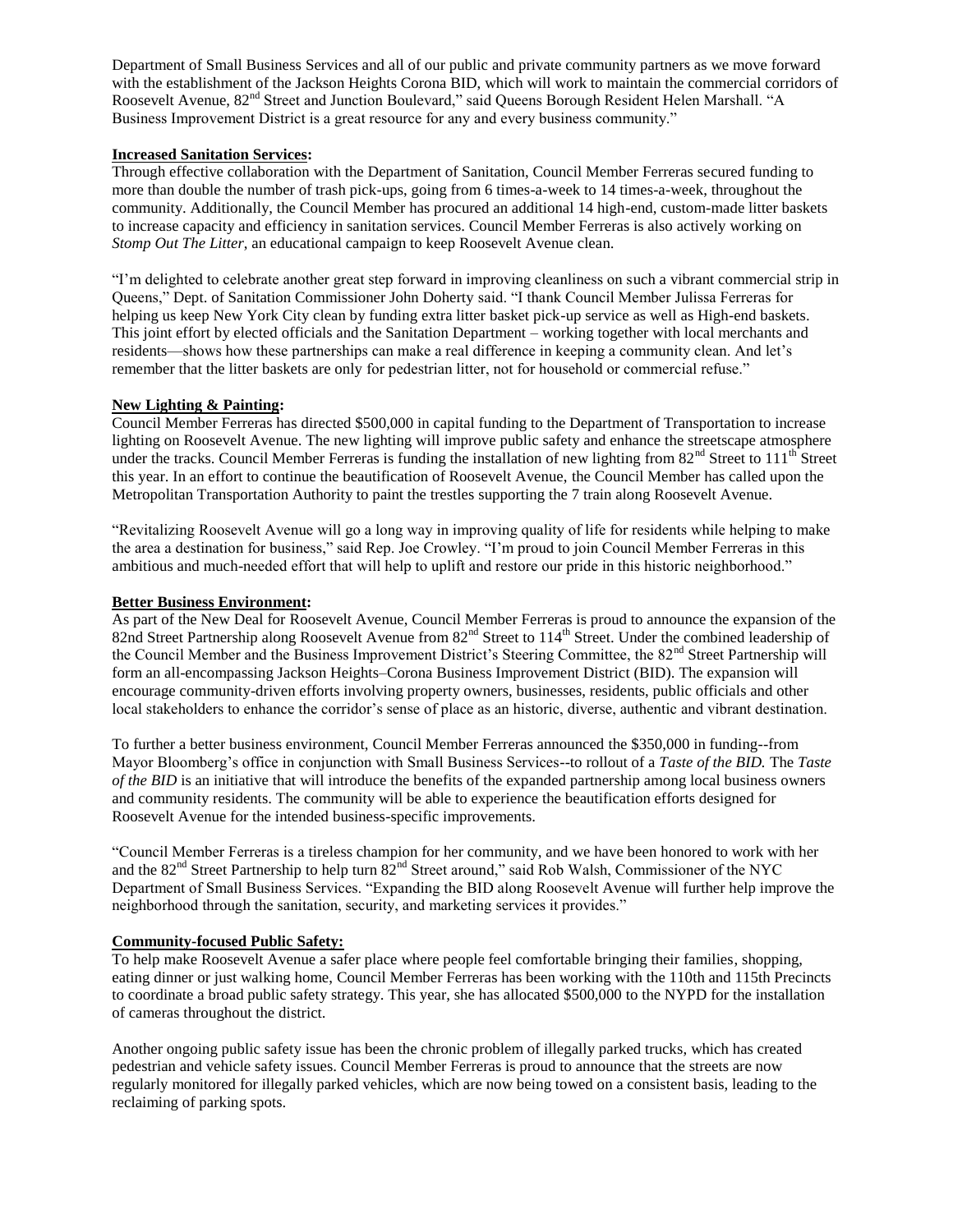Department of Small Business Services and all of our public and private community partners as we move forward with the establishment of the Jackson Heights Corona BID, which will work to maintain the commercial corridors of Roosevelt Avenue, 82nd Street and Junction Boulevard," said Queens Borough Resident Helen Marshall. "A Business Improvement District is a great resource for any and every business community."

**Increased Sanitation Services:**

Through effective collaboration with the Department of Sanitation, Council Member Ferreras secured funding to more than double the number of trash pick-ups, going from 6 times-a-week to 14 times-a-week, throughout the community. Additionally, the Council Member has procured an additional 14 high-end, custom-made litter baskets to increase capacity and efficiency in sanitation services. Council Member Ferreras is also actively working on *Stomp Out The Litter,* an educational campaign to keep Roosevelt Avenue clean.

"I'm delighted to celebrate another great step forward in improving cleanliness on such a vibrant commercial strip in Queens," Dept. of Sanitation Commissioner John Doherty said. "I thank Council Member Julissa Ferreras for helping us keep New York City clean by funding extra litter basket pick-up service as well as High-end baskets. This joint effort by elected officials and the Sanitation Department – working together with local merchants and residents—shows how these partnerships can make a real difference in keeping a community clean. And let's remember that the litter baskets are only for pedestrian litter, not for household or commercial refuse."

**New Lighting & Painting:**

Council Member Ferreras has directed $500,000 in capital funding to the Department of Transportation to increase lighting on Roosevelt Avenue. The new lighting will improve public safety and enhance the streetscape atmosphere under the tracks. Council Member Ferreras is funding the installation of new lighting from 82nd Street to 111th Street this year. In an effort to continue the beautification of Roosevelt Avenue, the Council Member has called upon the Metropolitan Transportation Authority to paint the trestles supporting the 7 train along Roosevelt Avenue.

"Revitalizing Roosevelt Avenue will go a long way in improving quality of life for residents while helping to make the area a destination for business," said Rep. Joe Crowley. "I'm proud to join Council Member Ferreras in this ambitious and much-needed effort that will help to uplift and restore our pride in this historic neighborhood."

**Better Business Environment:**

As part of the New Deal for Roosevelt Avenue, Council Member Ferreras is proud to announce the expansion of the 82nd Street Partnership along Roosevelt Avenue from 82nd Street to 114th Street. Under the combined leadership of the Council Member and the Business Improvement District's Steering Committee, the 82nd Street Partnership will form an all-encompassing Jackson Heights–Corona Business Improvement District (BID). The expansion will encourage community-driven efforts involving property owners, businesses, residents, public officials and other local stakeholders to enhance the corridor's sense of place as an historic, diverse, authentic and vibrant destination.

To further a better business environment, Council Member Ferreras announced the $350,000 in funding--from Mayor Bloomberg's office in conjunction with Small Business Services--to rollout of a *Taste of the BID.* The *Taste of the BID* is an initiative that will introduce the benefits of the expanded partnership among local business owners and community residents. The community will be able to experience the beautification efforts designed for Roosevelt Avenue for the intended business-specific improvements.

"Council Member Ferreras is a tireless champion for her community, and we have been honored to work with her and the 82nd Street Partnership to help turn 82nd Street around," said Rob Walsh, Commissioner of the NYC Department of Small Business Services. "Expanding the BID along Roosevelt Avenue will further help improve the neighborhood through the sanitation, security, and marketing services it provides."

**Community-focused Public Safety:**

To help make Roosevelt Avenue a safer place where people feel comfortable bringing their families, shopping, eating dinner or just walking home, Council Member Ferreras has been working with the 110th and 115th Precincts to coordinate a broad public safety strategy. This year, she has allocated $500,000 to the NYPD for the installation of cameras throughout the district.

Another ongoing public safety issue has been the chronic problem of illegally parked trucks, which has created pedestrian and vehicle safety issues. Council Member Ferreras is proud to announce that the streets are now regularly monitored for illegally parked vehicles, which are now being towed on a consistent basis, leading to the reclaiming of parking spots.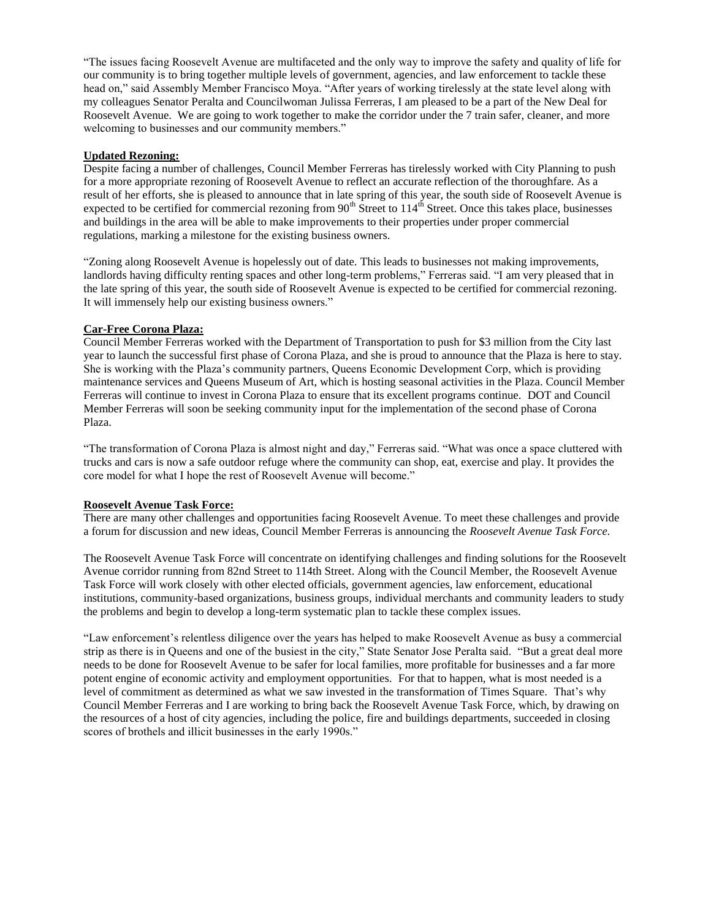"The issues facing Roosevelt Avenue are multifaceted and the only way to improve the safety and quality of life for our community is to bring together multiple levels of government, agencies, and law enforcement to tackle these head on," said Assembly Member Francisco Moya. "After years of working tirelessly at the state level along with my colleagues Senator Peralta and Councilwoman Julissa Ferreras, I am pleased to be a part of the New Deal for Roosevelt Avenue. We are going to work together to make the corridor under the 7 train safer, cleaner, and more welcoming to businesses and our community members."

**Updated Rezoning:**

Despite facing a number of challenges, Council Member Ferreras has tirelessly worked with City Planning to push for a more appropriate rezoning of Roosevelt Avenue to reflect an accurate reflection of the thoroughfare. As a result of her efforts, she is pleased to announce that in late spring of this year, the south side of Roosevelt Avenue is expected to be certified for commercial rezoning from 90th Street to 114th Street. Once this takes place, businesses and buildings in the area will be able to make improvements to their properties under proper commercial regulations, marking a milestone for the existing business owners.

"Zoning along Roosevelt Avenue is hopelessly out of date. This leads to businesses not making improvements, landlords having difficulty renting spaces and other long-term problems," Ferreras said. "I am very pleased that in the late spring of this year, the south side of Roosevelt Avenue is expected to be certified for commercial rezoning. It will immensely help our existing business owners."

**Car-Free Corona Plaza:**

Council Member Ferreras worked with the Department of Transportation to push for $3 million from the City last year to launch the successful first phase of Corona Plaza, and she is proud to announce that the Plaza is here to stay. She is working with the Plaza's community partners, Queens Economic Development Corp, which is providing maintenance services and Queens Museum of Art, which is hosting seasonal activities in the Plaza. Council Member Ferreras will continue to invest in Corona Plaza to ensure that its excellent programs continue. DOT and Council Member Ferreras will soon be seeking community input for the implementation of the second phase of Corona Plaza.

"The transformation of Corona Plaza is almost night and day," Ferreras said. "What was once a space cluttered with trucks and cars is now a safe outdoor refuge where the community can shop, eat, exercise and play. It provides the core model for what I hope the rest of Roosevelt Avenue will become."

**Roosevelt Avenue Task Force:**

There are many other challenges and opportunities facing Roosevelt Avenue. To meet these challenges and provide a forum for discussion and new ideas, Council Member Ferreras is announcing the *Roosevelt Avenue Task Force.*

The Roosevelt Avenue Task Force will concentrate on identifying challenges and finding solutions for the Roosevelt Avenue corridor running from 82nd Street to 114th Street. Along with the Council Member, the Roosevelt Avenue Task Force will work closely with other elected officials, government agencies, law enforcement, educational institutions, community-based organizations, business groups, individual merchants and community leaders to study the problems and begin to develop a long-term systematic plan to tackle these complex issues.

"Law enforcement's relentless diligence over the years has helped to make Roosevelt Avenue as busy a commercial strip as there is in Queens and one of the busiest in the city," State Senator Jose Peralta said. "But a great deal more needs to be done for Roosevelt Avenue to be safer for local families, more profitable for businesses and a far more potent engine of economic activity and employment opportunities. For that to happen, what is most needed is a level of commitment as determined as what we saw invested in the transformation of Times Square. That's why Council Member Ferreras and I are working to bring back the Roosevelt Avenue Task Force, which, by drawing on the resources of a host of city agencies, including the police, fire and buildings departments, succeeded in closing scores of brothels and illicit businesses in the early 1990s."